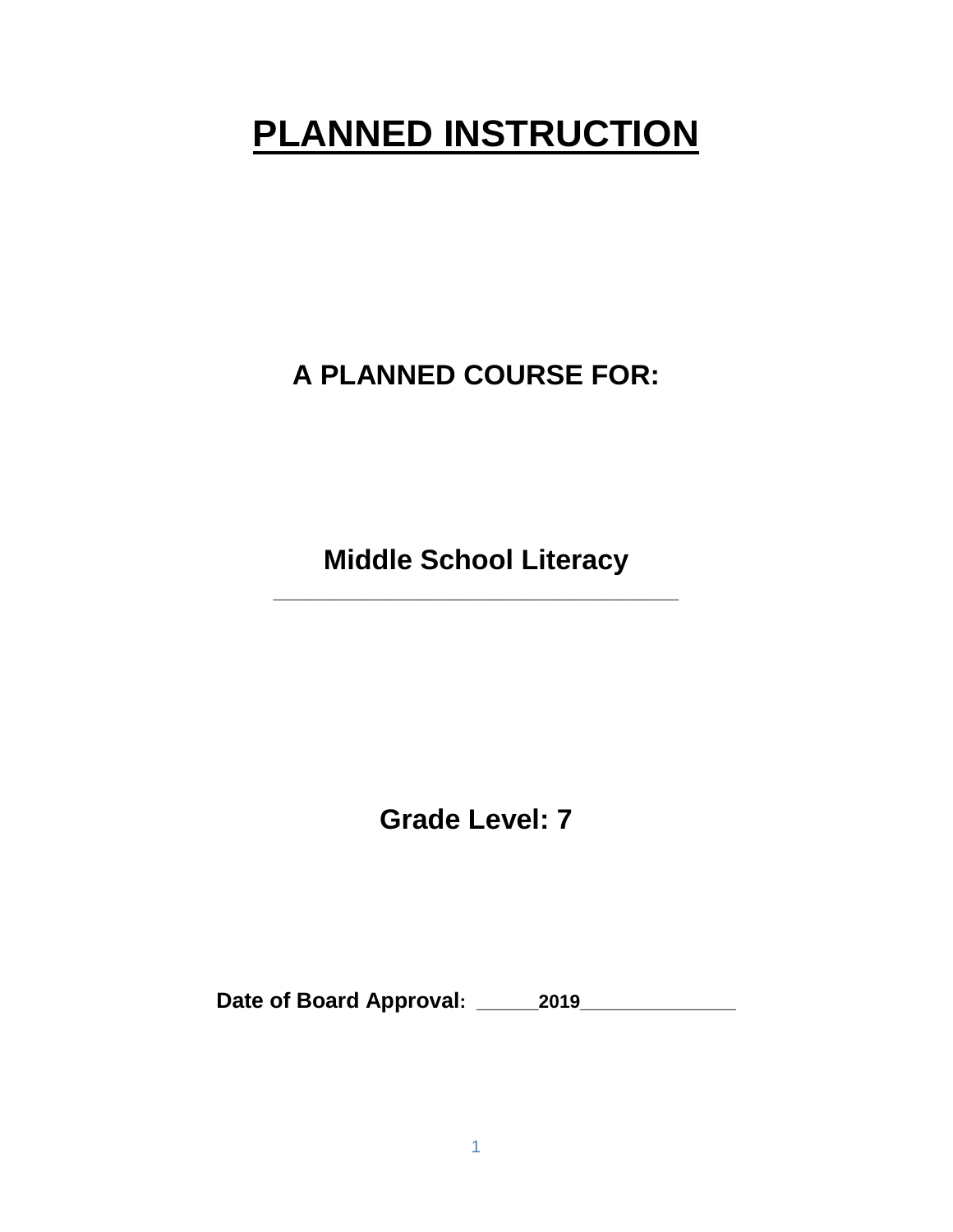# PLANNED INSTRUCTION

## A PLANNED COURSE FOR:

## Middle School Literacy

---

## Grade Level: 7

**Date of Board Approval: ______2019_______________**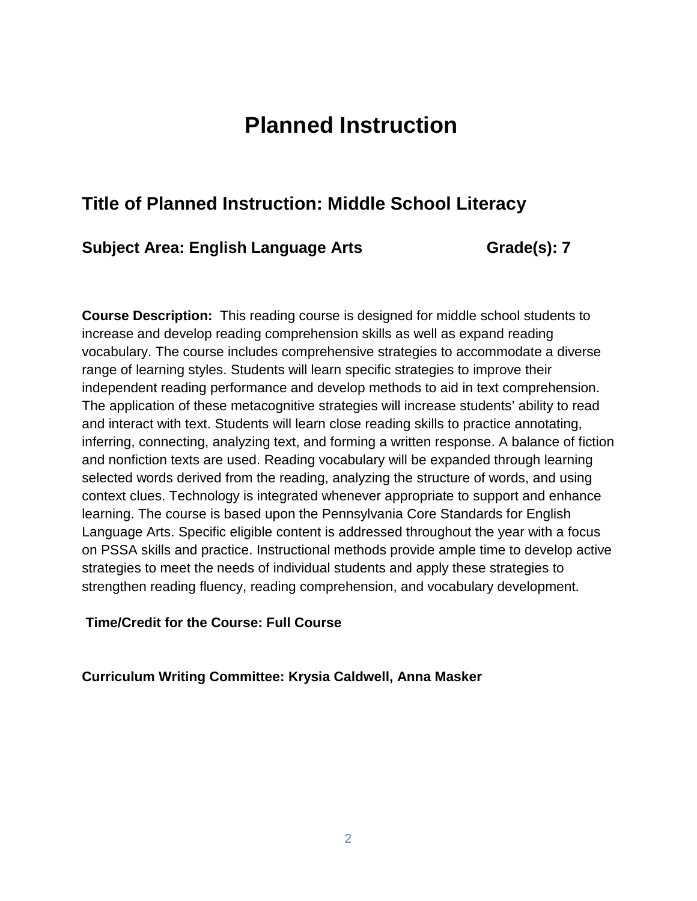# Planned Instruction

## Title of Planned Instruction: Middle School Literacy

### Subject Area: English Language Arts Grade(s): 7

**Course Description:** This reading course is designed for middle school students to increase and develop reading comprehension skills as well as expand reading vocabulary. The course includes comprehensive strategies to accommodate a diverse range of learning styles. Students will learn specific strategies to improve their independent reading performance and develop methods to aid in text comprehension. The application of these metacognitive strategies will increase students' ability to read and interact with text. Students will learn close reading skills to practice annotating, inferring, connecting, analyzing text, and forming a written response. A balance of fiction and nonfiction texts are used. Reading vocabulary will be expanded through learning selected words derived from the reading, analyzing the structure of words, and using context clues. Technology is integrated whenever appropriate to support and enhance learning. The course is based upon the Pennsylvania Core Standards for English Language Arts. Specific eligible content is addressed throughout the year with a focus on PSSA skills and practice. Instructional methods provide ample time to develop active strategies to meet the needs of individual students and apply these strategies to strengthen reading fluency, reading comprehension, and vocabulary development.

**Time/Credit for the Course: Full Course**

**Curriculum Writing Committee: Krysia Caldwell, Anna Masker**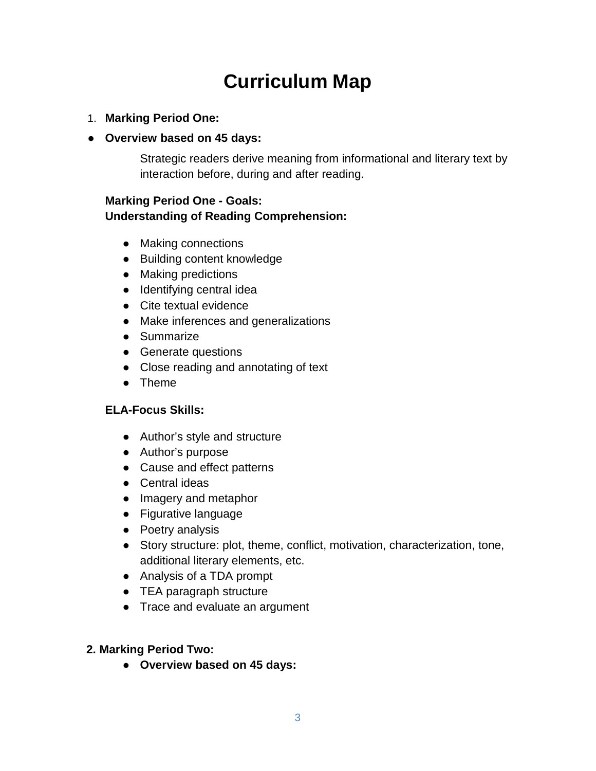# Curriculum Map

1. **Marking Period One:**

- **Overview based on 45 days:**

  Strategic readers derive meaning from informational and literary text by interaction before, during and after reading.

**Marking Period One - Goals:**
**Understanding of Reading Comprehension:**

- Making connections
- Building content knowledge
- Making predictions
- Identifying central idea
- Cite textual evidence
- Make inferences and generalizations
- Summarize
- Generate questions
- Close reading and annotating of text
- Theme

**ELA-Focus Skills:**

- Author's style and structure
- Author's purpose
- Cause and effect patterns
- Central ideas
- Imagery and metaphor
- Figurative language
- Poetry analysis
- Story structure: plot, theme, conflict, motivation, characterization, tone, additional literary elements, etc.
- Analysis of a TDA prompt
- TEA paragraph structure
- Trace and evaluate an argument

**2. Marking Period Two:**

- **Overview based on 45 days:**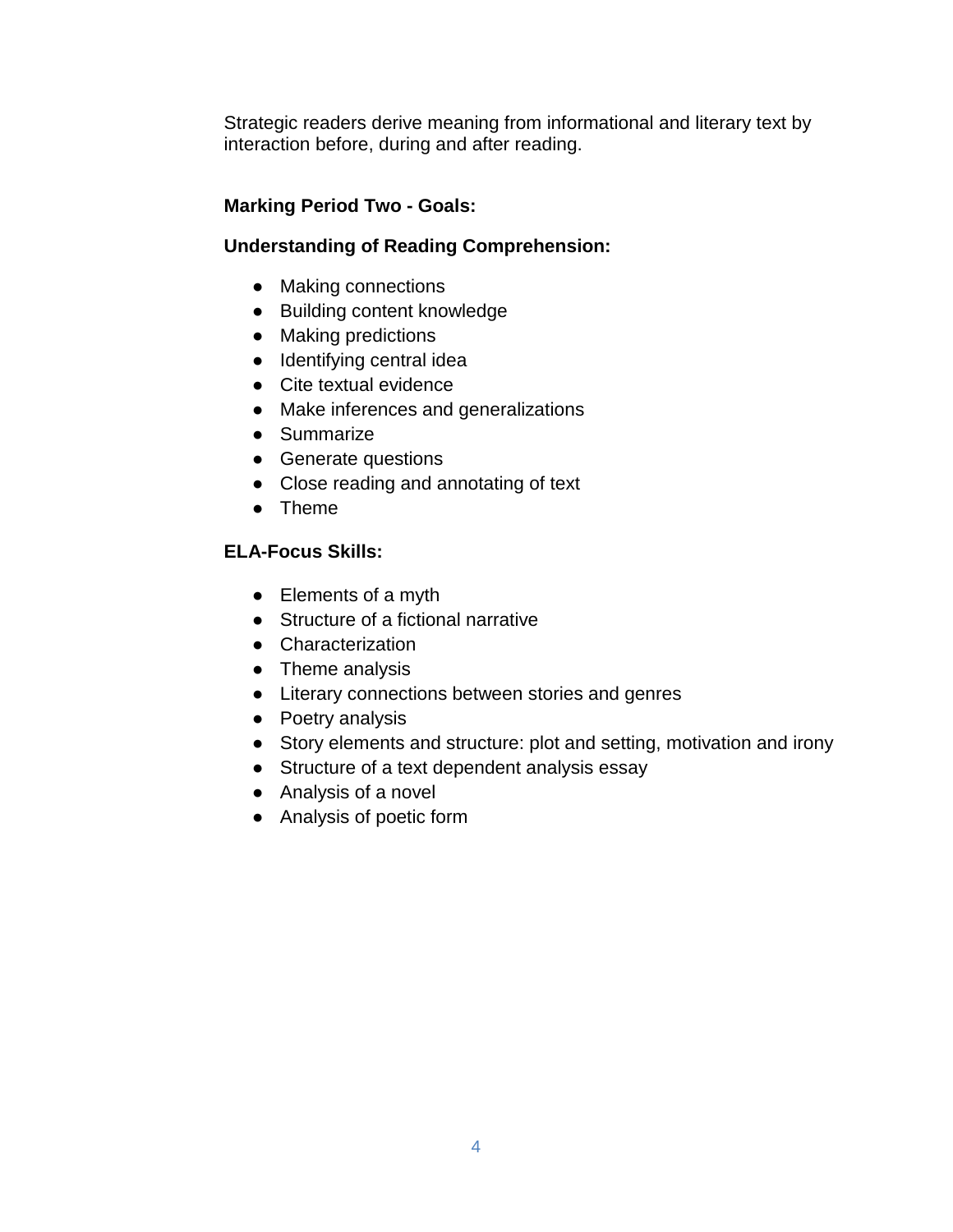Strategic readers derive meaning from informational and literary text by interaction before, during and after reading.

**Marking Period Two - Goals:**

**Understanding of Reading Comprehension:**

- Making connections
- Building content knowledge
- Making predictions
- Identifying central idea
- Cite textual evidence
- Make inferences and generalizations
- Summarize
- Generate questions
- Close reading and annotating of text
- Theme

**ELA-Focus Skills:**

- Elements of a myth
- Structure of a fictional narrative
- Characterization
- Theme analysis
- Literary connections between stories and genres
- Poetry analysis
- Story elements and structure: plot and setting, motivation and irony
- Structure of a text dependent analysis essay
- Analysis of a novel
- Analysis of poetic form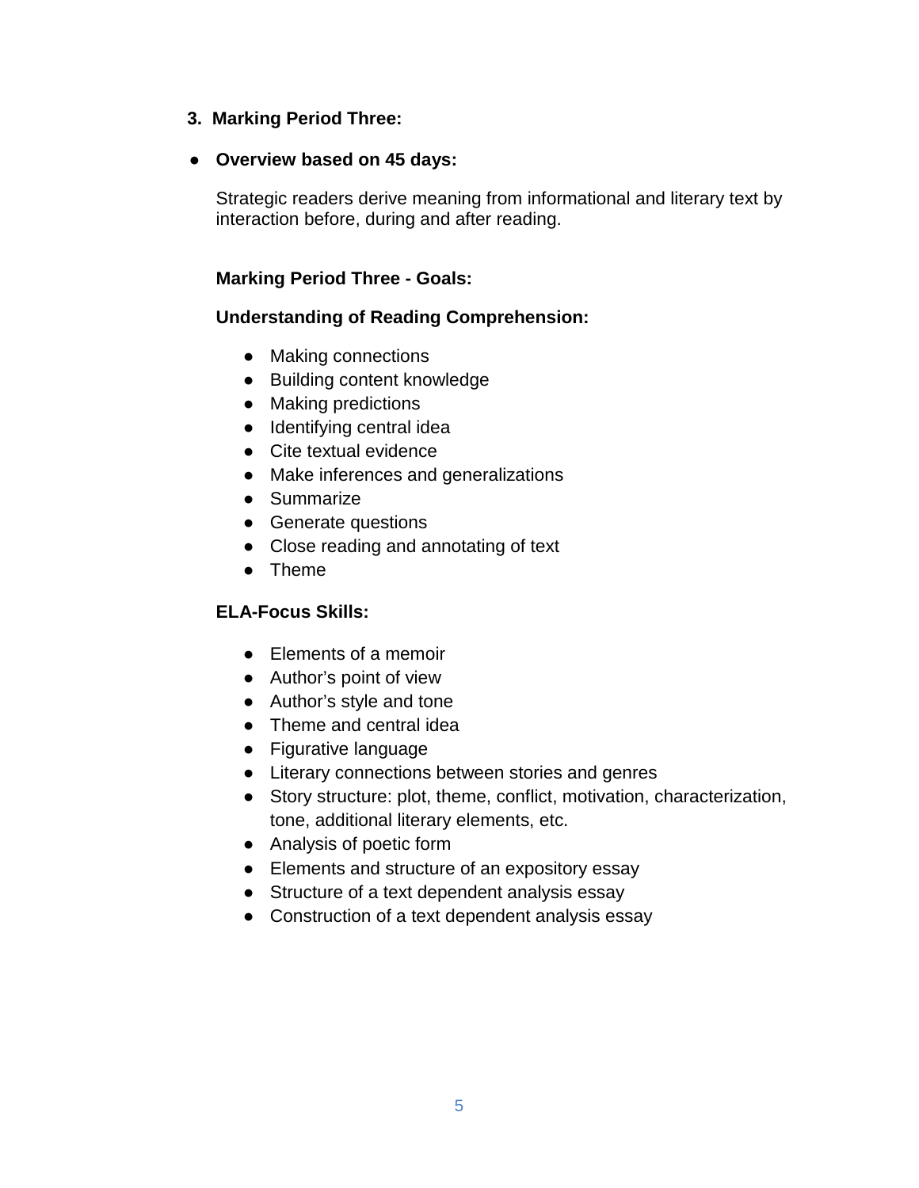3. **Marking Period Three:**

- **Overview based on 45 days:**

  Strategic readers derive meaning from informational and literary text by interaction before, during and after reading.

  **Marking Period Three - Goals:**

  **Understanding of Reading Comprehension:**

  - Making connections
  - Building content knowledge
  - Making predictions
  - Identifying central idea
  - Cite textual evidence
  - Make inferences and generalizations
  - Summarize
  - Generate questions
  - Close reading and annotating of text
  - Theme

  **ELA-Focus Skills:**

  - Elements of a memoir
  - Author's point of view
  - Author's style and tone
  - Theme and central idea
  - Figurative language
  - Literary connections between stories and genres
  - Story structure: plot, theme, conflict, motivation, characterization, tone, additional literary elements, etc.
  - Analysis of poetic form
  - Elements and structure of an expository essay
  - Structure of a text dependent analysis essay
  - Construction of a text dependent analysis essay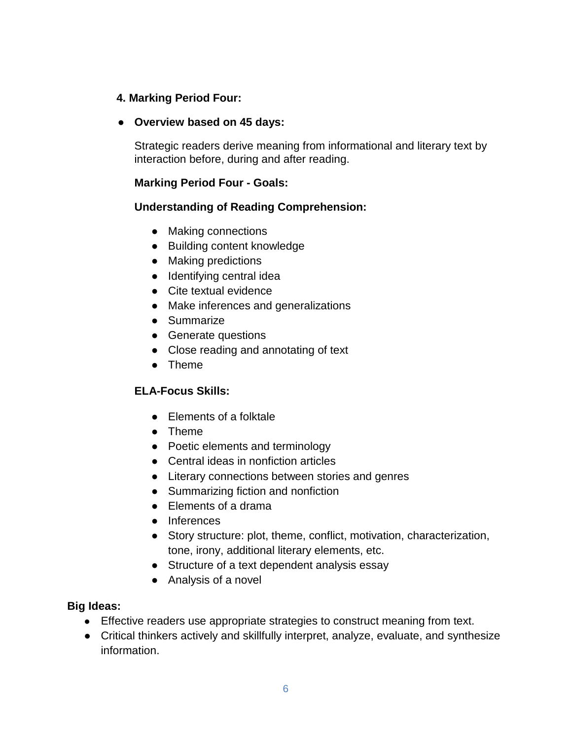**4. Marking Period Four:**

- **Overview based on 45 days:**

  Strategic readers derive meaning from informational and literary text by interaction before, during and after reading.

  **Marking Period Four - Goals:**

  **Understanding of Reading Comprehension:**

  - Making connections
  - Building content knowledge
  - Making predictions
  - Identifying central idea
  - Cite textual evidence
  - Make inferences and generalizations
  - Summarize
  - Generate questions
  - Close reading and annotating of text
  - Theme

  **ELA-Focus Skills:**

  - Elements of a folktale
  - Theme
  - Poetic elements and terminology
  - Central ideas in nonfiction articles
  - Literary connections between stories and genres
  - Summarizing fiction and nonfiction
  - Elements of a drama
  - Inferences
  - Story structure: plot, theme, conflict, motivation, characterization, tone, irony, additional literary elements, etc.
  - Structure of a text dependent analysis essay
  - Analysis of a novel

**Big Ideas:**

- Effective readers use appropriate strategies to construct meaning from text.
- Critical thinkers actively and skillfully interpret, analyze, evaluate, and synthesize information.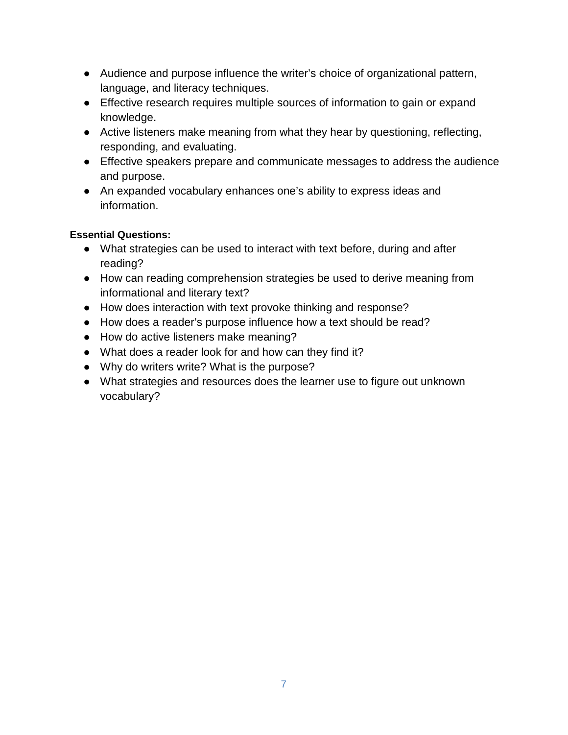- Audience and purpose influence the writer's choice of organizational pattern, language, and literacy techniques.
- Effective research requires multiple sources of information to gain or expand knowledge.
- Active listeners make meaning from what they hear by questioning, reflecting, responding, and evaluating.
- Effective speakers prepare and communicate messages to address the audience and purpose.
- An expanded vocabulary enhances one's ability to express ideas and information.

**Essential Questions:**

- What strategies can be used to interact with text before, during and after reading?
- How can reading comprehension strategies be used to derive meaning from informational and literary text?
- How does interaction with text provoke thinking and response?
- How does a reader's purpose influence how a text should be read?
- How do active listeners make meaning?
- What does a reader look for and how can they find it?
- Why do writers write? What is the purpose?
- What strategies and resources does the learner use to figure out unknown vocabulary?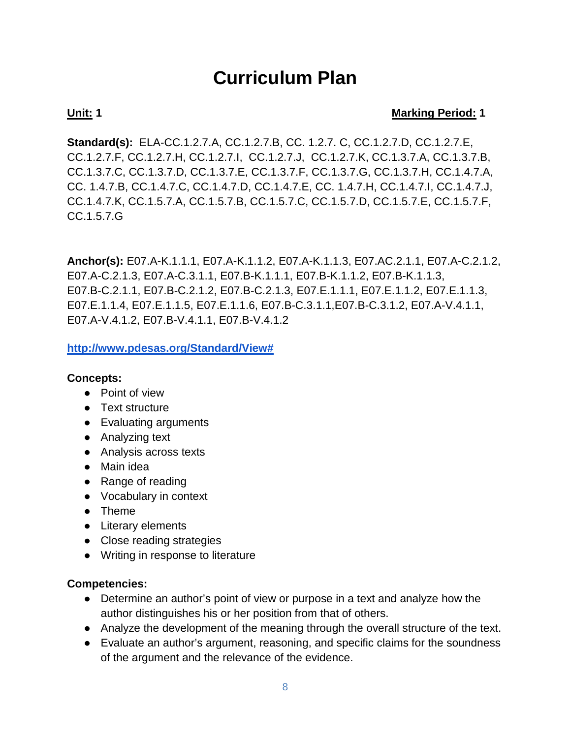# Curriculum Plan

**Unit: 1** **Marking Period: 1**

**Standard(s):** ELA-CC.1.2.7.A, CC.1.2.7.B, CC. 1.2.7. C, CC.1.2.7.D, CC.1.2.7.E, CC.1.2.7.F, CC.1.2.7.H, CC.1.2.7.I, CC.1.2.7.J, CC.1.2.7.K, CC.1.3.7.A, CC.1.3.7.B, CC.1.3.7.C, CC.1.3.7.D, CC.1.3.7.E, CC.1.3.7.F, CC.1.3.7.G, CC.1.3.7.H, CC.1.4.7.A, CC. 1.4.7.B, CC.1.4.7.C, CC.1.4.7.D, CC.1.4.7.E, CC. 1.4.7.H, CC.1.4.7.I, CC.1.4.7.J, CC.1.4.7.K, CC.1.5.7.A, CC.1.5.7.B, CC.1.5.7.C, CC.1.5.7.D, CC.1.5.7.E, CC.1.5.7.F, CC.1.5.7.G

**Anchor(s):** E07.A-K.1.1.1, E07.A-K.1.1.2, E07.A-K.1.1.3, E07.AC.2.1.1, E07.A-C.2.1.2, E07.A-C.2.1.3, E07.A-C.3.1.1, E07.B-K.1.1.1, E07.B-K.1.1.2, E07.B-K.1.1.3, E07.B-C.2.1.1, E07.B-C.2.1.2, E07.B-C.2.1.3, E07.E.1.1.1, E07.E.1.1.2, E07.E.1.1.3, E07.E.1.1.4, E07.E.1.1.5, E07.E.1.1.6, E07.B-C.3.1.1,E07.B-C.3.1.2, E07.A-V.4.1.1, E07.A-V.4.1.2, E07.B-V.4.1.1, E07.B-V.4.1.2

**http://www.pdesas.org/Standard/View#**

**Concepts:**

- Point of view
- Text structure
- Evaluating arguments
- Analyzing text
- Analysis across texts
- Main idea
- Range of reading
- Vocabulary in context
- Theme
- Literary elements
- Close reading strategies
- Writing in response to literature

**Competencies:**

- Determine an author's point of view or purpose in a text and analyze how the author distinguishes his or her position from that of others.
- Analyze the development of the meaning through the overall structure of the text.
- Evaluate an author's argument, reasoning, and specific claims for the soundness of the argument and the relevance of the evidence.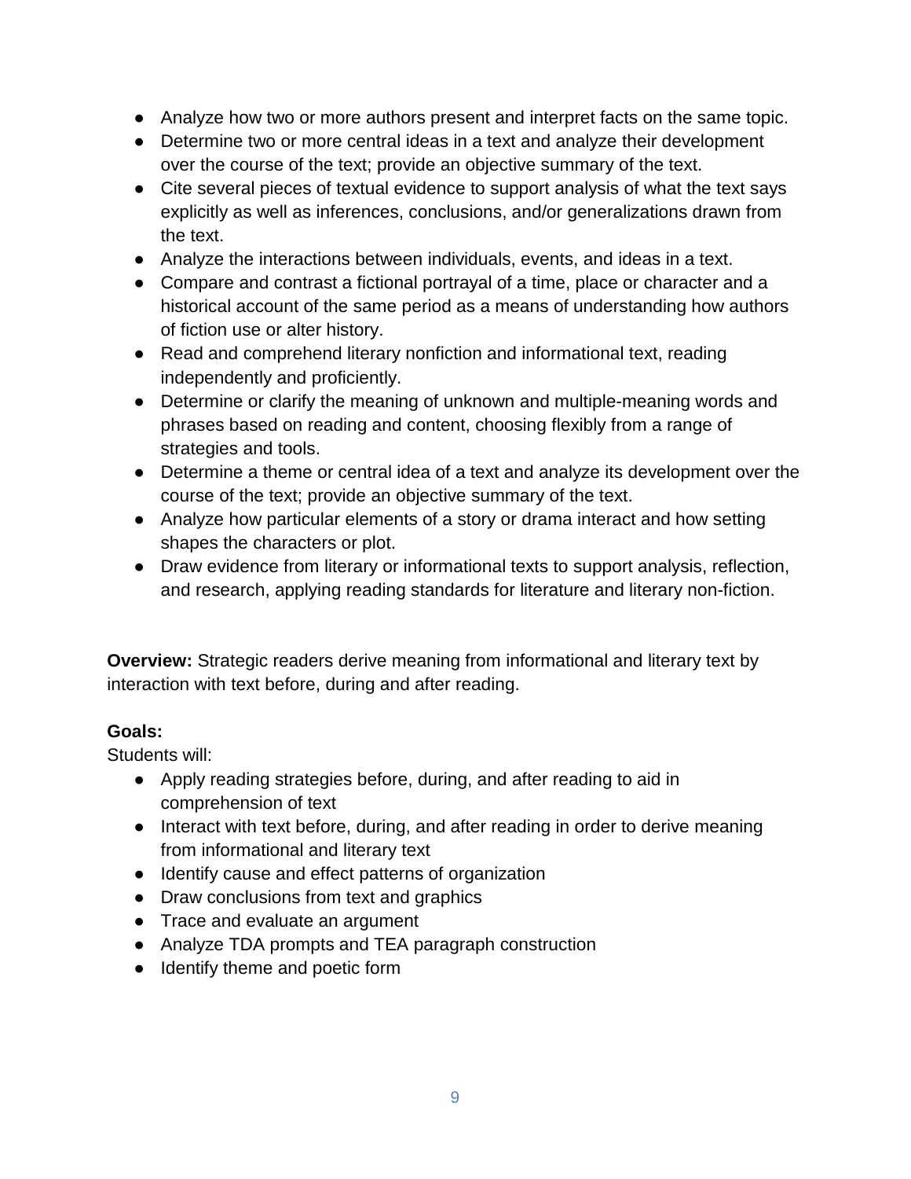- Analyze how two or more authors present and interpret facts on the same topic.
- Determine two or more central ideas in a text and analyze their development over the course of the text; provide an objective summary of the text.
- Cite several pieces of textual evidence to support analysis of what the text says explicitly as well as inferences, conclusions, and/or generalizations drawn from the text.
- Analyze the interactions between individuals, events, and ideas in a text.
- Compare and contrast a fictional portrayal of a time, place or character and a historical account of the same period as a means of understanding how authors of fiction use or alter history.
- Read and comprehend literary nonfiction and informational text, reading independently and proficiently.
- Determine or clarify the meaning of unknown and multiple-meaning words and phrases based on reading and content, choosing flexibly from a range of strategies and tools.
- Determine a theme or central idea of a text and analyze its development over the course of the text; provide an objective summary of the text.
- Analyze how particular elements of a story or drama interact and how setting shapes the characters or plot.
- Draw evidence from literary or informational texts to support analysis, reflection, and research, applying reading standards for literature and literary non-fiction.

**Overview:** Strategic readers derive meaning from informational and literary text by interaction with text before, during and after reading.

**Goals:**
Students will:

- Apply reading strategies before, during, and after reading to aid in comprehension of text
- Interact with text before, during, and after reading in order to derive meaning from informational and literary text
- Identify cause and effect patterns of organization
- Draw conclusions from text and graphics
- Trace and evaluate an argument
- Analyze TDA prompts and TEA paragraph construction
- Identify theme and poetic form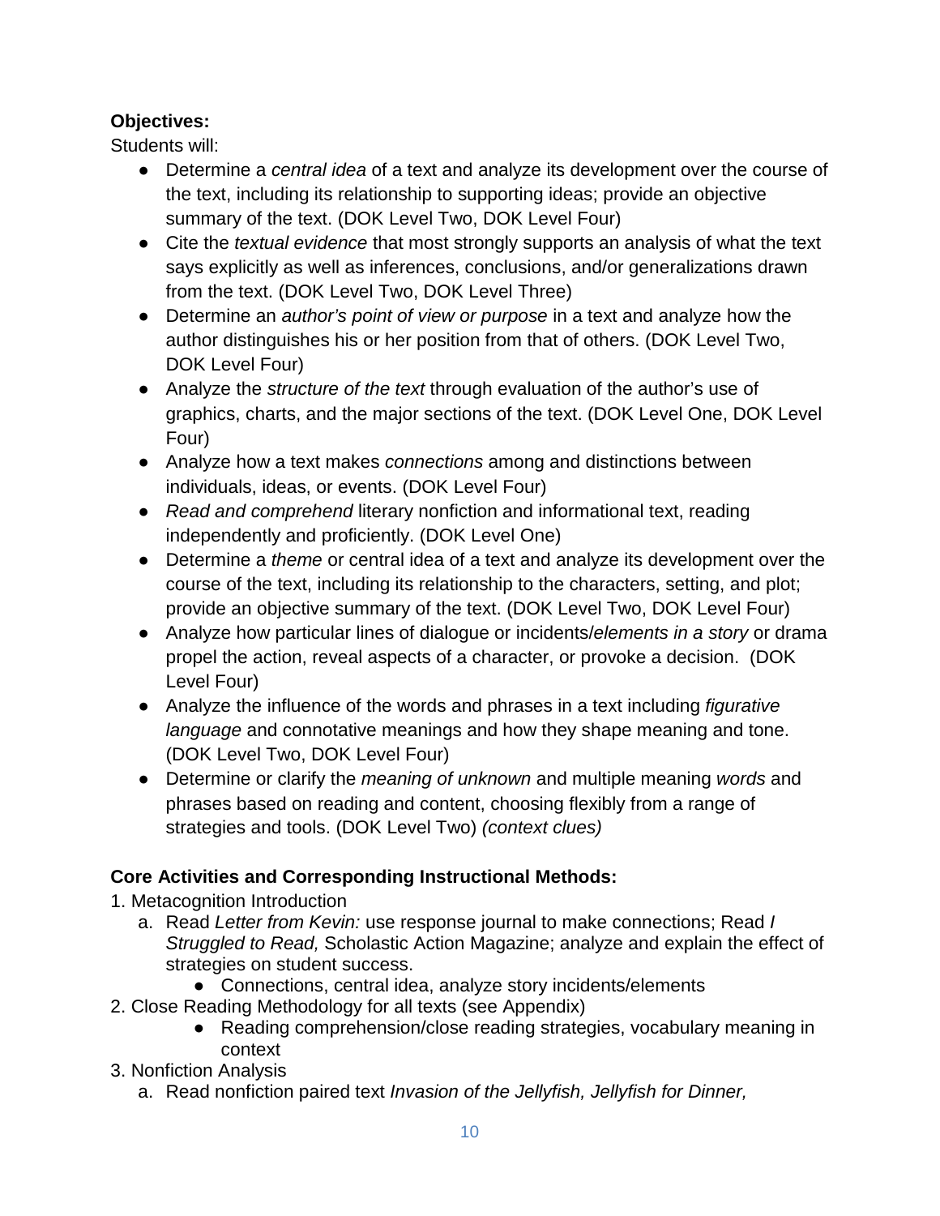**Objectives:**

Students will:

- Determine a *central idea* of a text and analyze its development over the course of the text, including its relationship to supporting ideas; provide an objective summary of the text. (DOK Level Two, DOK Level Four)
- Cite the *textual evidence* that most strongly supports an analysis of what the text says explicitly as well as inferences, conclusions, and/or generalizations drawn from the text. (DOK Level Two, DOK Level Three)
- Determine an *author's point of view or purpose* in a text and analyze how the author distinguishes his or her position from that of others. (DOK Level Two, DOK Level Four)
- Analyze the *structure of the text* through evaluation of the author's use of graphics, charts, and the major sections of the text. (DOK Level One, DOK Level Four)
- Analyze how a text makes *connections* among and distinctions between individuals, ideas, or events. (DOK Level Four)
- *Read and comprehend* literary nonfiction and informational text, reading independently and proficiently. (DOK Level One)
- Determine a *theme* or central idea of a text and analyze its development over the course of the text, including its relationship to the characters, setting, and plot; provide an objective summary of the text. (DOK Level Two, DOK Level Four)
- Analyze how particular lines of dialogue or incidents/*elements in a story* or drama propel the action, reveal aspects of a character, or provoke a decision. (DOK Level Four)
- Analyze the influence of the words and phrases in a text including *figurative language* and connotative meanings and how they shape meaning and tone. (DOK Level Two, DOK Level Four)
- Determine or clarify the *meaning of unknown* and multiple meaning *words* and phrases based on reading and content, choosing flexibly from a range of strategies and tools. (DOK Level Two) *(context clues)*

**Core Activities and Corresponding Instructional Methods:**

1. Metacognition Introduction
   a. Read *Letter from Kevin:* use response journal to make connections; Read *I Struggled to Read,* Scholastic Action Magazine; analyze and explain the effect of strategies on student success.
      - Connections, central idea, analyze story incidents/elements
2. Close Reading Methodology for all texts (see Appendix)
   - Reading comprehension/close reading strategies, vocabulary meaning in context
3. Nonfiction Analysis
   a. Read nonfiction paired text *Invasion of the Jellyfish, Jellyfish for Dinner,*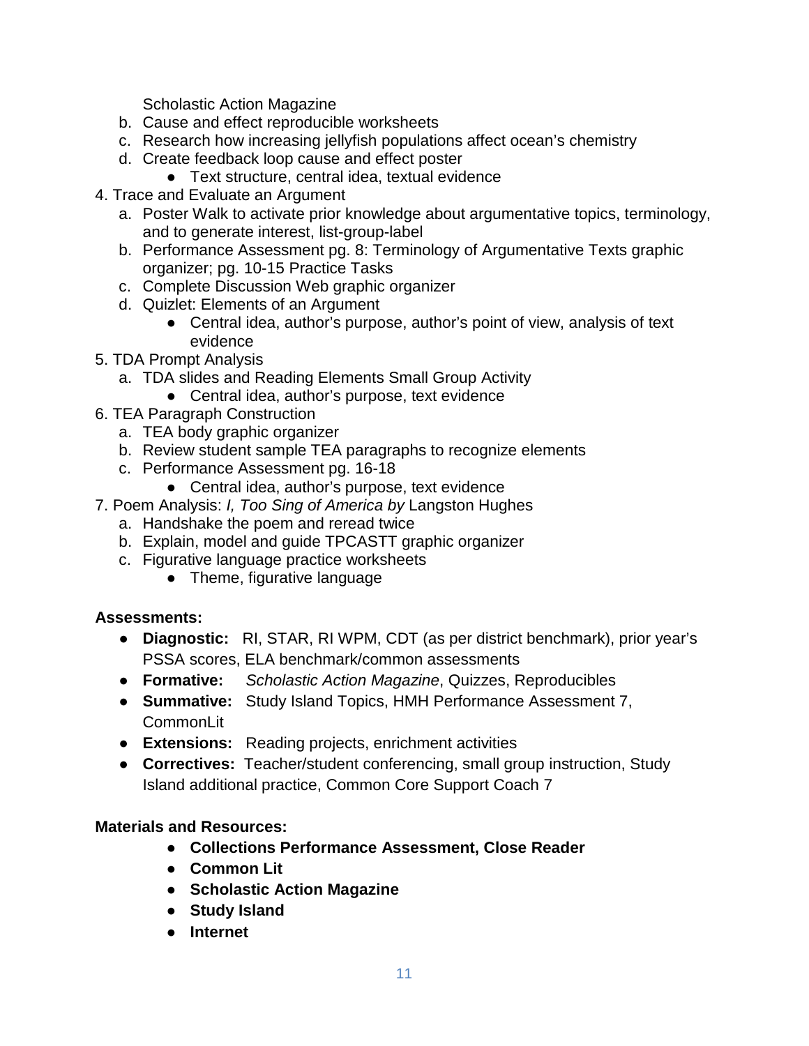Scholastic Action Magazine

b. Cause and effect reproducible worksheets
c. Research how increasing jellyfish populations affect ocean's chemistry
d. Create feedback loop cause and effect poster
    - Text structure, central idea, textual evidence

4. Trace and Evaluate an Argument
    a. Poster Walk to activate prior knowledge about argumentative topics, terminology, and to generate interest, list-group-label
    b. Performance Assessment pg. 8: Terminology of Argumentative Texts graphic organizer; pg. 10-15 Practice Tasks
    c. Complete Discussion Web graphic organizer
    d. Quizlet: Elements of an Argument
        - Central idea, author's purpose, author's point of view, analysis of text evidence
5. TDA Prompt Analysis
    a. TDA slides and Reading Elements Small Group Activity
        - Central idea, author's purpose, text evidence
6. TEA Paragraph Construction
    a. TEA body graphic organizer
    b. Review student sample TEA paragraphs to recognize elements
    c. Performance Assessment pg. 16-18
        - Central idea, author's purpose, text evidence
7. Poem Analysis: *I, Too Sing of America by* Langston Hughes
    a. Handshake the poem and reread twice
    b. Explain, model and guide TPCASTT graphic organizer
    c. Figurative language practice worksheets
        - Theme, figurative language

**Assessments:**

- **Diagnostic:** RI, STAR, RI WPM, CDT (as per district benchmark), prior year's PSSA scores, ELA benchmark/common assessments
- **Formative:** *Scholastic Action Magazine*, Quizzes, Reproducibles
- **Summative:** Study Island Topics, HMH Performance Assessment 7, CommonLit
- **Extensions:** Reading projects, enrichment activities
- **Correctives:** Teacher/student conferencing, small group instruction, Study Island additional practice, Common Core Support Coach 7

**Materials and Resources:**

- **Collections Performance Assessment, Close Reader**
- **Common Lit**
- **Scholastic Action Magazine**
- **Study Island**
- **Internet**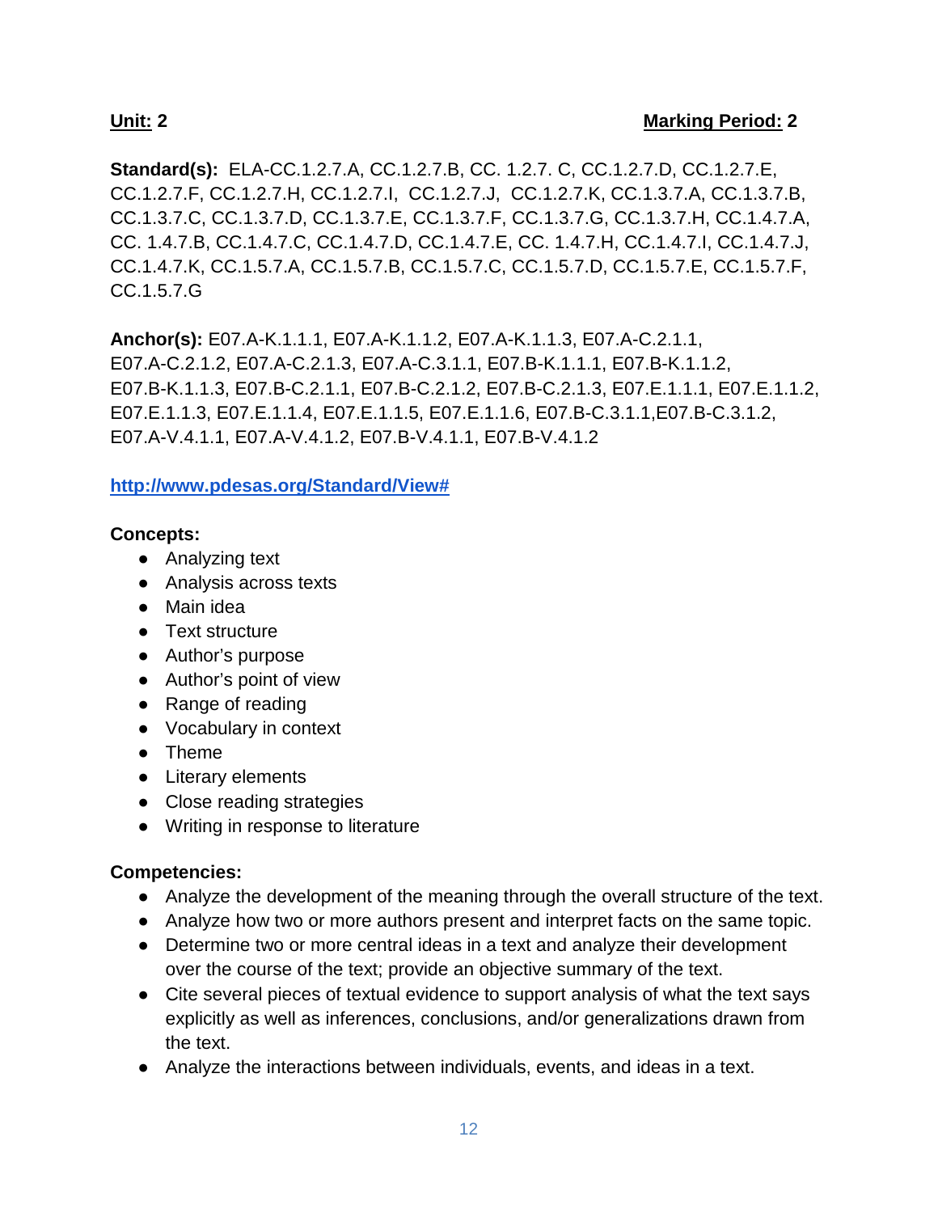**Unit:** 2 **Marking Period:** 2

**Standard(s):** ELA-CC.1.2.7.A, CC.1.2.7.B, CC. 1.2.7. C, CC.1.2.7.D, CC.1.2.7.E, CC.1.2.7.F, CC.1.2.7.H, CC.1.2.7.I, CC.1.2.7.J, CC.1.2.7.K, CC.1.3.7.A, CC.1.3.7.B, CC.1.3.7.C, CC.1.3.7.D, CC.1.3.7.E, CC.1.3.7.F, CC.1.3.7.G, CC.1.3.7.H, CC.1.4.7.A, CC. 1.4.7.B, CC.1.4.7.C, CC.1.4.7.D, CC.1.4.7.E, CC. 1.4.7.H, CC.1.4.7.I, CC.1.4.7.J, CC.1.4.7.K, CC.1.5.7.A, CC.1.5.7.B, CC.1.5.7.C, CC.1.5.7.D, CC.1.5.7.E, CC.1.5.7.F, CC.1.5.7.G

**Anchor(s):** E07.A-K.1.1.1, E07.A-K.1.1.2, E07.A-K.1.1.3, E07.A-C.2.1.1, E07.A-C.2.1.2, E07.A-C.2.1.3, E07.A-C.3.1.1, E07.B-K.1.1.1, E07.B-K.1.1.2, E07.B-K.1.1.3, E07.B-C.2.1.1, E07.B-C.2.1.2, E07.B-C.2.1.3, E07.E.1.1.1, E07.E.1.1.2, E07.E.1.1.3, E07.E.1.1.4, E07.E.1.1.5, E07.E.1.1.6, E07.B-C.3.1.1,E07.B-C.3.1.2, E07.A-V.4.1.1, E07.A-V.4.1.2, E07.B-V.4.1.1, E07.B-V.4.1.2

http://www.pdesas.org/Standard/View#

**Concepts:**
- Analyzing text
- Analysis across texts
- Main idea
- Text structure
- Author's purpose
- Author's point of view
- Range of reading
- Vocabulary in context
- Theme
- Literary elements
- Close reading strategies
- Writing in response to literature

**Competencies:**
- Analyze the development of the meaning through the overall structure of the text.
- Analyze how two or more authors present and interpret facts on the same topic.
- Determine two or more central ideas in a text and analyze their development over the course of the text; provide an objective summary of the text.
- Cite several pieces of textual evidence to support analysis of what the text says explicitly as well as inferences, conclusions, and/or generalizations drawn from the text.
- Analyze the interactions between individuals, events, and ideas in a text.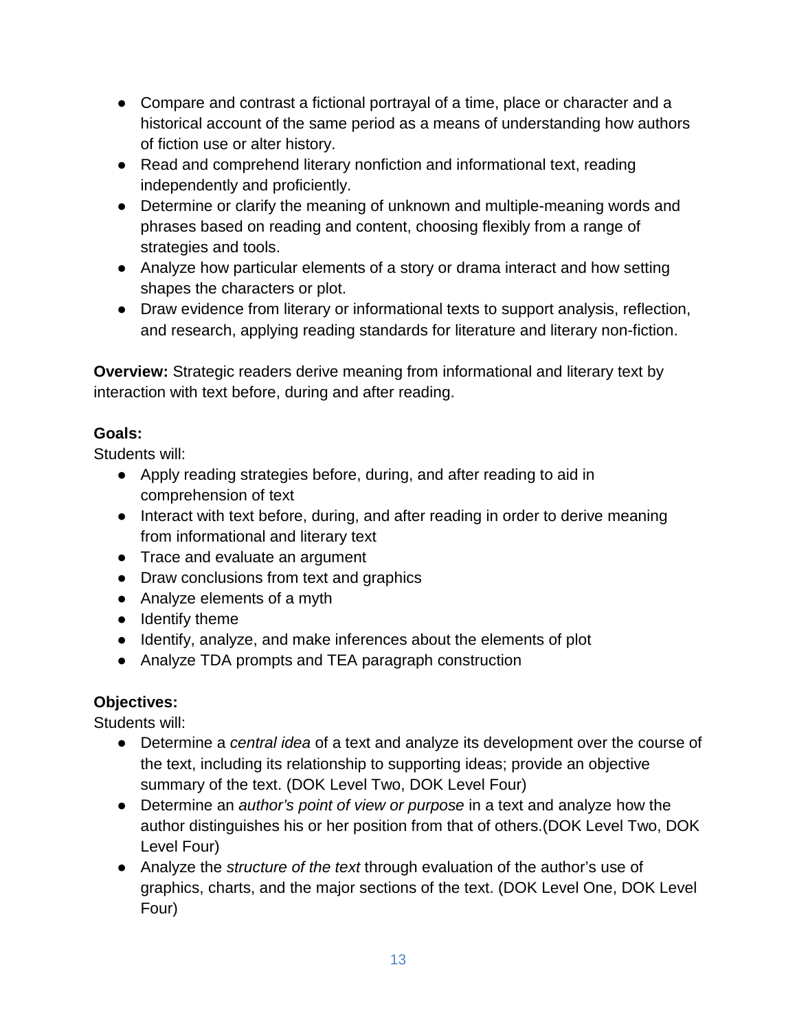- Compare and contrast a fictional portrayal of a time, place or character and a historical account of the same period as a means of understanding how authors of fiction use or alter history.
- Read and comprehend literary nonfiction and informational text, reading independently and proficiently.
- Determine or clarify the meaning of unknown and multiple-meaning words and phrases based on reading and content, choosing flexibly from a range of strategies and tools.
- Analyze how particular elements of a story or drama interact and how setting shapes the characters or plot.
- Draw evidence from literary or informational texts to support analysis, reflection, and research, applying reading standards for literature and literary non-fiction.

**Overview:** Strategic readers derive meaning from informational and literary text by interaction with text before, during and after reading.

**Goals:**

Students will:

- Apply reading strategies before, during, and after reading to aid in comprehension of text
- Interact with text before, during, and after reading in order to derive meaning from informational and literary text
- Trace and evaluate an argument
- Draw conclusions from text and graphics
- Analyze elements of a myth
- Identify theme
- Identify, analyze, and make inferences about the elements of plot
- Analyze TDA prompts and TEA paragraph construction

**Objectives:**

Students will:

- Determine a *central idea* of a text and analyze its development over the course of the text, including its relationship to supporting ideas; provide an objective summary of the text. (DOK Level Two, DOK Level Four)
- Determine an *author's point of view or purpose* in a text and analyze how the author distinguishes his or her position from that of others.(DOK Level Two, DOK Level Four)
- Analyze the *structure of the text* through evaluation of the author's use of graphics, charts, and the major sections of the text. (DOK Level One, DOK Level Four)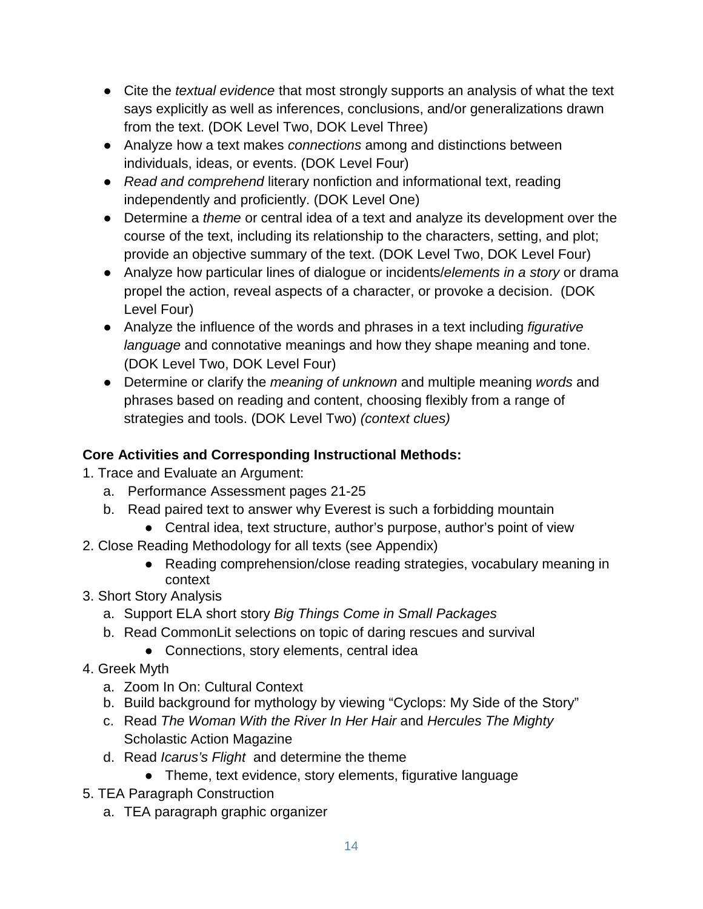- Cite the *textual evidence* that most strongly supports an analysis of what the text says explicitly as well as inferences, conclusions, and/or generalizations drawn from the text. (DOK Level Two, DOK Level Three)
- Analyze how a text makes *connections* among and distinctions between individuals, ideas, or events. (DOK Level Four)
- *Read and comprehend* literary nonfiction and informational text, reading independently and proficiently. (DOK Level One)
- Determine a *theme* or central idea of a text and analyze its development over the course of the text, including its relationship to the characters, setting, and plot; provide an objective summary of the text. (DOK Level Two, DOK Level Four)
- Analyze how particular lines of dialogue or incidents/*elements in a story* or drama propel the action, reveal aspects of a character, or provoke a decision. (DOK Level Four)
- Analyze the influence of the words and phrases in a text including *figurative language* and connotative meanings and how they shape meaning and tone. (DOK Level Two, DOK Level Four)
- Determine or clarify the *meaning of unknown* and multiple meaning *words* and phrases based on reading and content, choosing flexibly from a range of strategies and tools. (DOK Level Two) *(context clues)*

**Core Activities and Corresponding Instructional Methods:**

1. Trace and Evaluate an Argument:
   a. Performance Assessment pages 21-25
   b. Read paired text to answer why Everest is such a forbidding mountain
      - Central idea, text structure, author's purpose, author's point of view
2. Close Reading Methodology for all texts (see Appendix)
   - Reading comprehension/close reading strategies, vocabulary meaning in context
3. Short Story Analysis
   a. Support ELA short story *Big Things Come in Small Packages*
   b. Read CommonLit selections on topic of daring rescues and survival
      - Connections, story elements, central idea
4. Greek Myth
   a. Zoom In On: Cultural Context
   b. Build background for mythology by viewing "Cyclops: My Side of the Story"
   c. Read *The Woman With the River In Her Hair* and *Hercules The Mighty* Scholastic Action Magazine
   d. Read *Icarus's Flight* and determine the theme
      - Theme, text evidence, story elements, figurative language
5. TEA Paragraph Construction
   a. TEA paragraph graphic organizer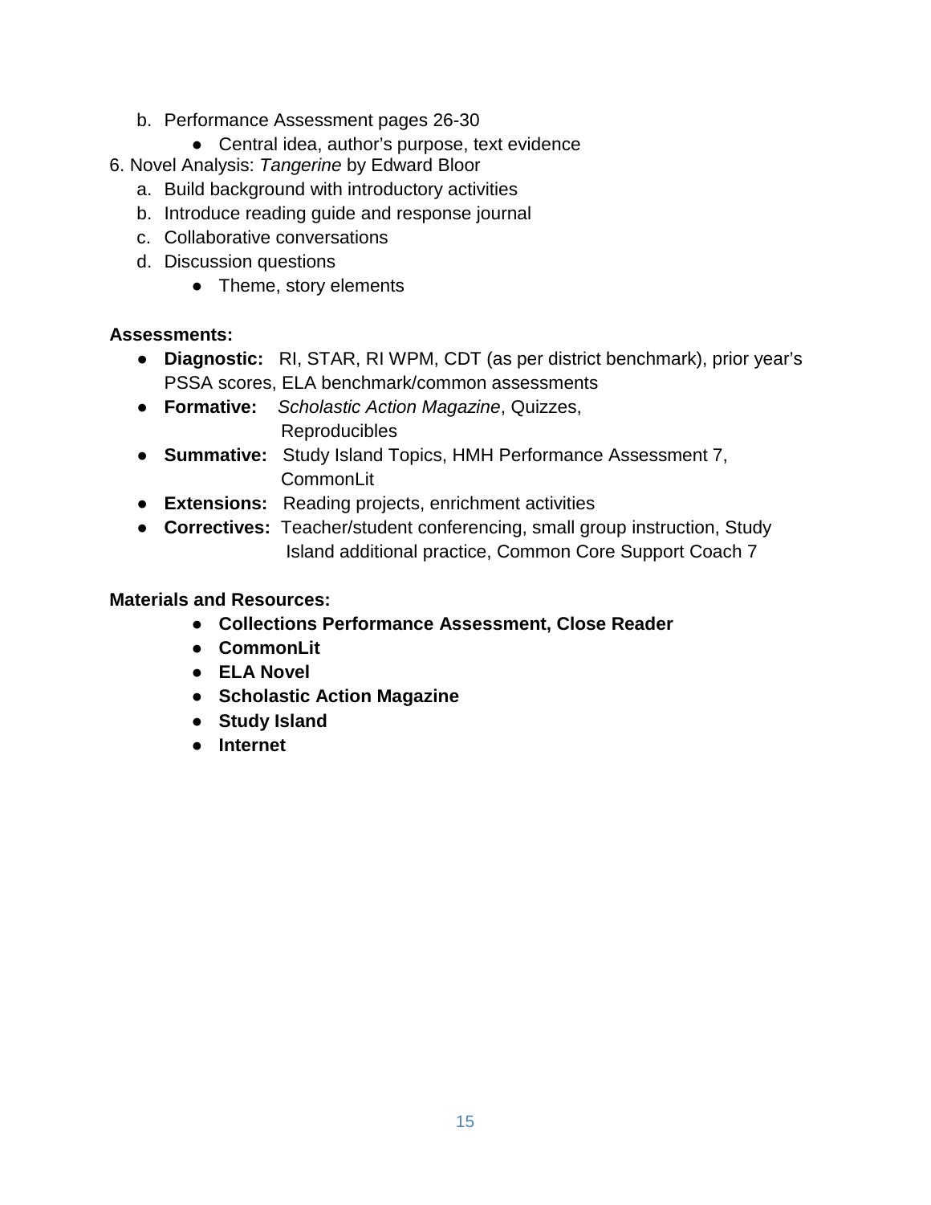b. Performance Assessment pages 26-30
      - Central idea, author's purpose, text evidence
6. Novel Analysis: *Tangerine* by Edward Bloor
   a. Build background with introductory activities
   b. Introduce reading guide and response journal
   c. Collaborative conversations
   d. Discussion questions
      - Theme, story elements

**Assessments:**

- **Diagnostic:** RI, STAR, RI WPM, CDT (as per district benchmark), prior year's PSSA scores, ELA benchmark/common assessments
- **Formative:** *Scholastic Action Magazine*, Quizzes, Reproducibles
- **Summative:** Study Island Topics, HMH Performance Assessment 7, CommonLit
- **Extensions:** Reading projects, enrichment activities
- **Correctives:** Teacher/student conferencing, small group instruction, Study Island additional practice, Common Core Support Coach 7

**Materials and Resources:**

- **Collections Performance Assessment, Close Reader**
- **CommonLit**
- **ELA Novel**
- **Scholastic Action Magazine**
- **Study Island**
- **Internet**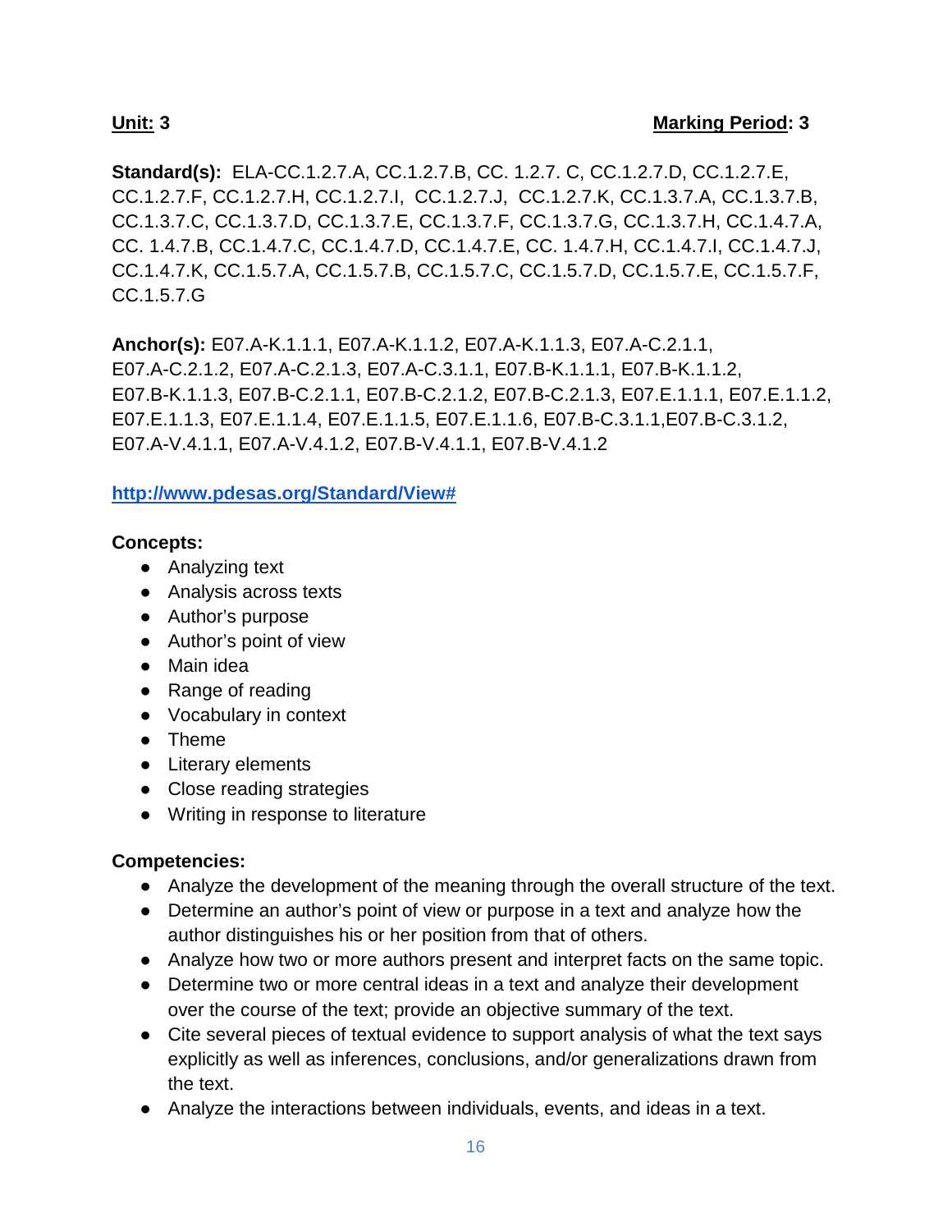**Unit: 3** **Marking Period: 3**

**Standard(s):** ELA-CC.1.2.7.A, CC.1.2.7.B, CC. 1.2.7. C, CC.1.2.7.D, CC.1.2.7.E, CC.1.2.7.F, CC.1.2.7.H, CC.1.2.7.I, CC.1.2.7.J, CC.1.2.7.K, CC.1.3.7.A, CC.1.3.7.B, CC.1.3.7.C, CC.1.3.7.D, CC.1.3.7.E, CC.1.3.7.F, CC.1.3.7.G, CC.1.3.7.H, CC.1.4.7.A, CC. 1.4.7.B, CC.1.4.7.C, CC.1.4.7.D, CC.1.4.7.E, CC. 1.4.7.H, CC.1.4.7.I, CC.1.4.7.J, CC.1.4.7.K, CC.1.5.7.A, CC.1.5.7.B, CC.1.5.7.C, CC.1.5.7.D, CC.1.5.7.E, CC.1.5.7.F, CC.1.5.7.G

**Anchor(s):** E07.A-K.1.1.1, E07.A-K.1.1.2, E07.A-K.1.1.3, E07.A-C.2.1.1, E07.A-C.2.1.2, E07.A-C.2.1.3, E07.A-C.3.1.1, E07.B-K.1.1.1, E07.B-K.1.1.2, E07.B-K.1.1.3, E07.B-C.2.1.1, E07.B-C.2.1.2, E07.B-C.2.1.3, E07.E.1.1.1, E07.E.1.1.2, E07.E.1.1.3, E07.E.1.1.4, E07.E.1.1.5, E07.E.1.1.6, E07.B-C.3.1.1,E07.B-C.3.1.2, E07.A-V.4.1.1, E07.A-V.4.1.2, E07.B-V.4.1.1, E07.B-V.4.1.2

**http://www.pdesas.org/Standard/View#**

**Concepts:**

- Analyzing text
- Analysis across texts
- Author's purpose
- Author's point of view
- Main idea
- Range of reading
- Vocabulary in context
- Theme
- Literary elements
- Close reading strategies
- Writing in response to literature

**Competencies:**

- Analyze the development of the meaning through the overall structure of the text.
- Determine an author's point of view or purpose in a text and analyze how the author distinguishes his or her position from that of others.
- Analyze how two or more authors present and interpret facts on the same topic.
- Determine two or more central ideas in a text and analyze their development over the course of the text; provide an objective summary of the text.
- Cite several pieces of textual evidence to support analysis of what the text says explicitly as well as inferences, conclusions, and/or generalizations drawn from the text.
- Analyze the interactions between individuals, events, and ideas in a text.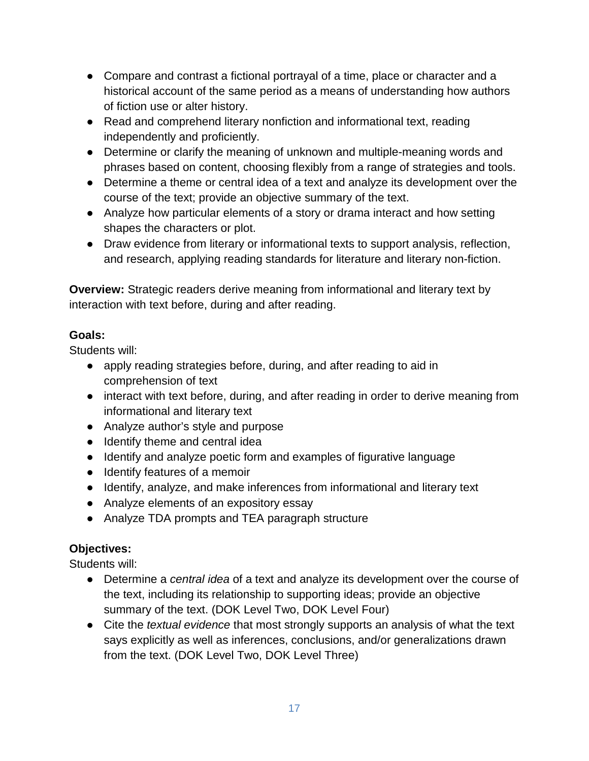- Compare and contrast a fictional portrayal of a time, place or character and a historical account of the same period as a means of understanding how authors of fiction use or alter history.
- Read and comprehend literary nonfiction and informational text, reading independently and proficiently.
- Determine or clarify the meaning of unknown and multiple-meaning words and phrases based on content, choosing flexibly from a range of strategies and tools.
- Determine a theme or central idea of a text and analyze its development over the course of the text; provide an objective summary of the text.
- Analyze how particular elements of a story or drama interact and how setting shapes the characters or plot.
- Draw evidence from literary or informational texts to support analysis, reflection, and research, applying reading standards for literature and literary non-fiction.

**Overview:** Strategic readers derive meaning from informational and literary text by interaction with text before, during and after reading.

**Goals:**
Students will:
- apply reading strategies before, during, and after reading to aid in comprehension of text
- interact with text before, during, and after reading in order to derive meaning from informational and literary text
- Analyze author's style and purpose
- Identify theme and central idea
- Identify and analyze poetic form and examples of figurative language
- Identify features of a memoir
- Identify, analyze, and make inferences from informational and literary text
- Analyze elements of an expository essay
- Analyze TDA prompts and TEA paragraph structure

**Objectives:**
Students will:
- Determine a *central idea* of a text and analyze its development over the course of the text, including its relationship to supporting ideas; provide an objective summary of the text. (DOK Level Two, DOK Level Four)
- Cite the *textual evidence* that most strongly supports an analysis of what the text says explicitly as well as inferences, conclusions, and/or generalizations drawn from the text. (DOK Level Two, DOK Level Three)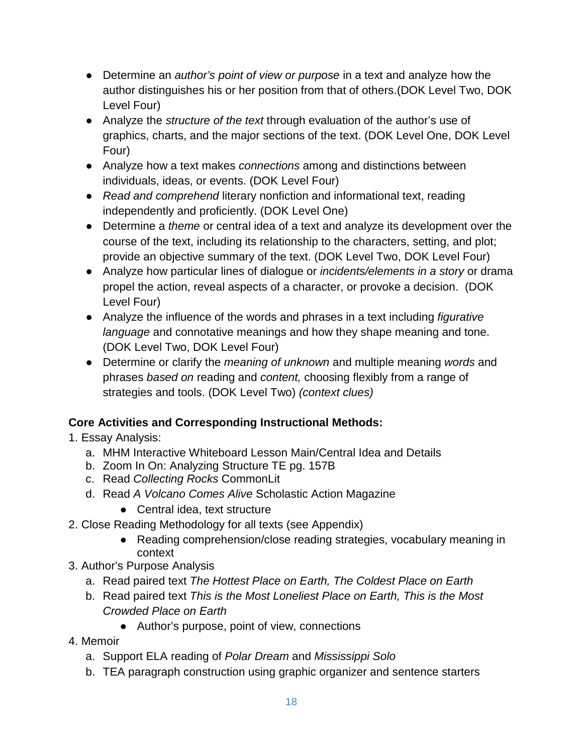- Determine an *author's point of view or purpose* in a text and analyze how the author distinguishes his or her position from that of others.(DOK Level Two, DOK Level Four)
- Analyze the *structure of the text* through evaluation of the author's use of graphics, charts, and the major sections of the text. (DOK Level One, DOK Level Four)
- Analyze how a text makes *connections* among and distinctions between individuals, ideas, or events. (DOK Level Four)
- *Read and comprehend* literary nonfiction and informational text, reading independently and proficiently. (DOK Level One)
- Determine a *theme* or central idea of a text and analyze its development over the course of the text, including its relationship to the characters, setting, and plot; provide an objective summary of the text. (DOK Level Two, DOK Level Four)
- Analyze how particular lines of dialogue or *incidents/elements in a story* or drama propel the action, reveal aspects of a character, or provoke a decision. (DOK Level Four)
- Analyze the influence of the words and phrases in a text including *figurative language* and connotative meanings and how they shape meaning and tone. (DOK Level Two, DOK Level Four)
- Determine or clarify the *meaning of unknown* and multiple meaning *words* and phrases *based on* reading and *content,* choosing flexibly from a range of strategies and tools. (DOK Level Two) *(context clues)*

**Core Activities and Corresponding Instructional Methods:**

1. Essay Analysis:
   a. MHM Interactive Whiteboard Lesson Main/Central Idea and Details
   b. Zoom In On: Analyzing Structure TE pg. 157B
   c. Read *Collecting Rocks* CommonLit
   d. Read *A Volcano Comes Alive* Scholastic Action Magazine
      - Central idea, text structure
2. Close Reading Methodology for all texts (see Appendix)
   - Reading comprehension/close reading strategies, vocabulary meaning in context
3. Author's Purpose Analysis
   a. Read paired text *The Hottest Place on Earth, The Coldest Place on Earth*
   b. Read paired text *This is the Most Loneliest Place on Earth, This is the Most Crowded Place on Earth*
      - Author's purpose, point of view, connections
4. Memoir
   a. Support ELA reading of *Polar Dream* and *Mississippi Solo*
   b. TEA paragraph construction using graphic organizer and sentence starters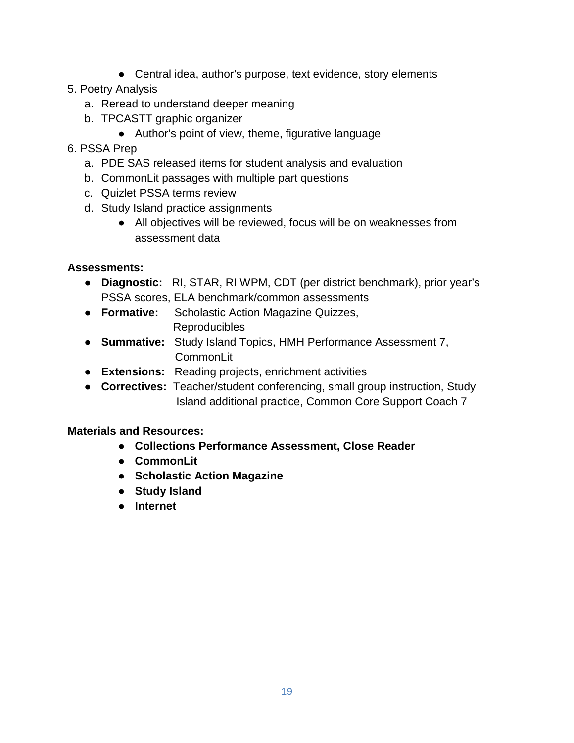- Central idea, author's purpose, text evidence, story elements

5. Poetry Analysis
    a. Reread to understand deeper meaning
    b. TPCASTT graphic organizer
        - Author's point of view, theme, figurative language

6. PSSA Prep
    a. PDE SAS released items for student analysis and evaluation
    b. CommonLit passages with multiple part questions
    c. Quizlet PSSA terms review
    d. Study Island practice assignments
        - All objectives will be reviewed, focus will be on weaknesses from assessment data

**Assessments:**

- **Diagnostic:** RI, STAR, RI WPM, CDT (per district benchmark), prior year's PSSA scores, ELA benchmark/common assessments
- **Formative:** Scholastic Action Magazine Quizzes, Reproducibles
- **Summative:** Study Island Topics, HMH Performance Assessment 7, CommonLit
- **Extensions:** Reading projects, enrichment activities
- **Correctives:** Teacher/student conferencing, small group instruction, Study Island additional practice, Common Core Support Coach 7

**Materials and Resources:**

- **Collections Performance Assessment, Close Reader**
- **CommonLit**
- **Scholastic Action Magazine**
- **Study Island**
- **Internet**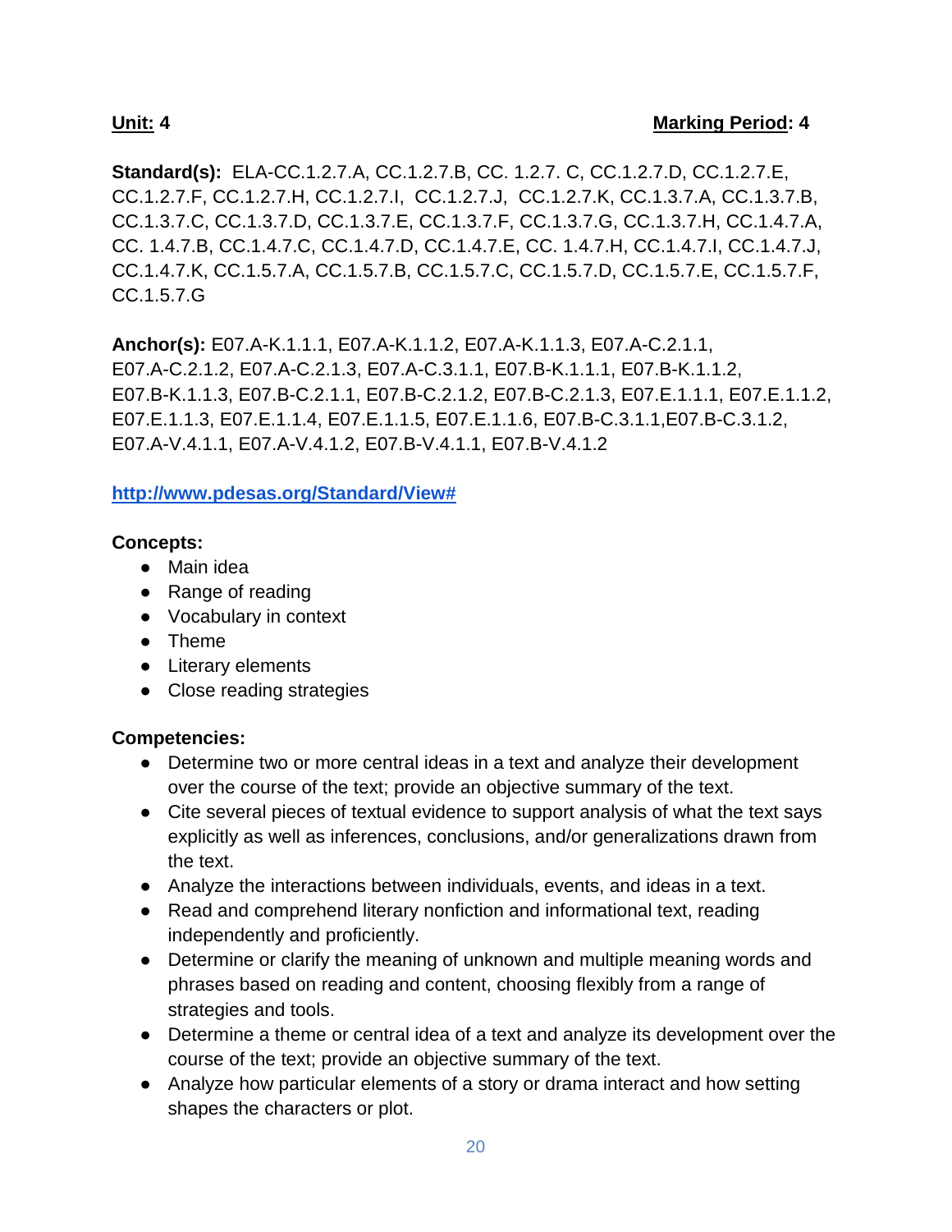**Unit: 4** **Marking Period: 4**

**Standard(s):** ELA-CC.1.2.7.A, CC.1.2.7.B, CC. 1.2.7. C, CC.1.2.7.D, CC.1.2.7.E, CC.1.2.7.F, CC.1.2.7.H, CC.1.2.7.I, CC.1.2.7.J, CC.1.2.7.K, CC.1.3.7.A, CC.1.3.7.B, CC.1.3.7.C, CC.1.3.7.D, CC.1.3.7.E, CC.1.3.7.F, CC.1.3.7.G, CC.1.3.7.H, CC.1.4.7.A, CC. 1.4.7.B, CC.1.4.7.C, CC.1.4.7.D, CC.1.4.7.E, CC. 1.4.7.H, CC.1.4.7.I, CC.1.4.7.J, CC.1.4.7.K, CC.1.5.7.A, CC.1.5.7.B, CC.1.5.7.C, CC.1.5.7.D, CC.1.5.7.E, CC.1.5.7.F, CC.1.5.7.G

**Anchor(s):** E07.A-K.1.1.1, E07.A-K.1.1.2, E07.A-K.1.1.3, E07.A-C.2.1.1, E07.A-C.2.1.2, E07.A-C.2.1.3, E07.A-C.3.1.1, E07.B-K.1.1.1, E07.B-K.1.1.2, E07.B-K.1.1.3, E07.B-C.2.1.1, E07.B-C.2.1.2, E07.B-C.2.1.3, E07.E.1.1.1, E07.E.1.1.2, E07.E.1.1.3, E07.E.1.1.4, E07.E.1.1.5, E07.E.1.1.6, E07.B-C.3.1.1,E07.B-C.3.1.2, E07.A-V.4.1.1, E07.A-V.4.1.2, E07.B-V.4.1.1, E07.B-V.4.1.2

**http://www.pdesas.org/Standard/View#**

**Concepts:**

- Main idea
- Range of reading
- Vocabulary in context
- Theme
- Literary elements
- Close reading strategies

**Competencies:**

- Determine two or more central ideas in a text and analyze their development over the course of the text; provide an objective summary of the text.
- Cite several pieces of textual evidence to support analysis of what the text says explicitly as well as inferences, conclusions, and/or generalizations drawn from the text.
- Analyze the interactions between individuals, events, and ideas in a text.
- Read and comprehend literary nonfiction and informational text, reading independently and proficiently.
- Determine or clarify the meaning of unknown and multiple meaning words and phrases based on reading and content, choosing flexibly from a range of strategies and tools.
- Determine a theme or central idea of a text and analyze its development over the course of the text; provide an objective summary of the text.
- Analyze how particular elements of a story or drama interact and how setting shapes the characters or plot.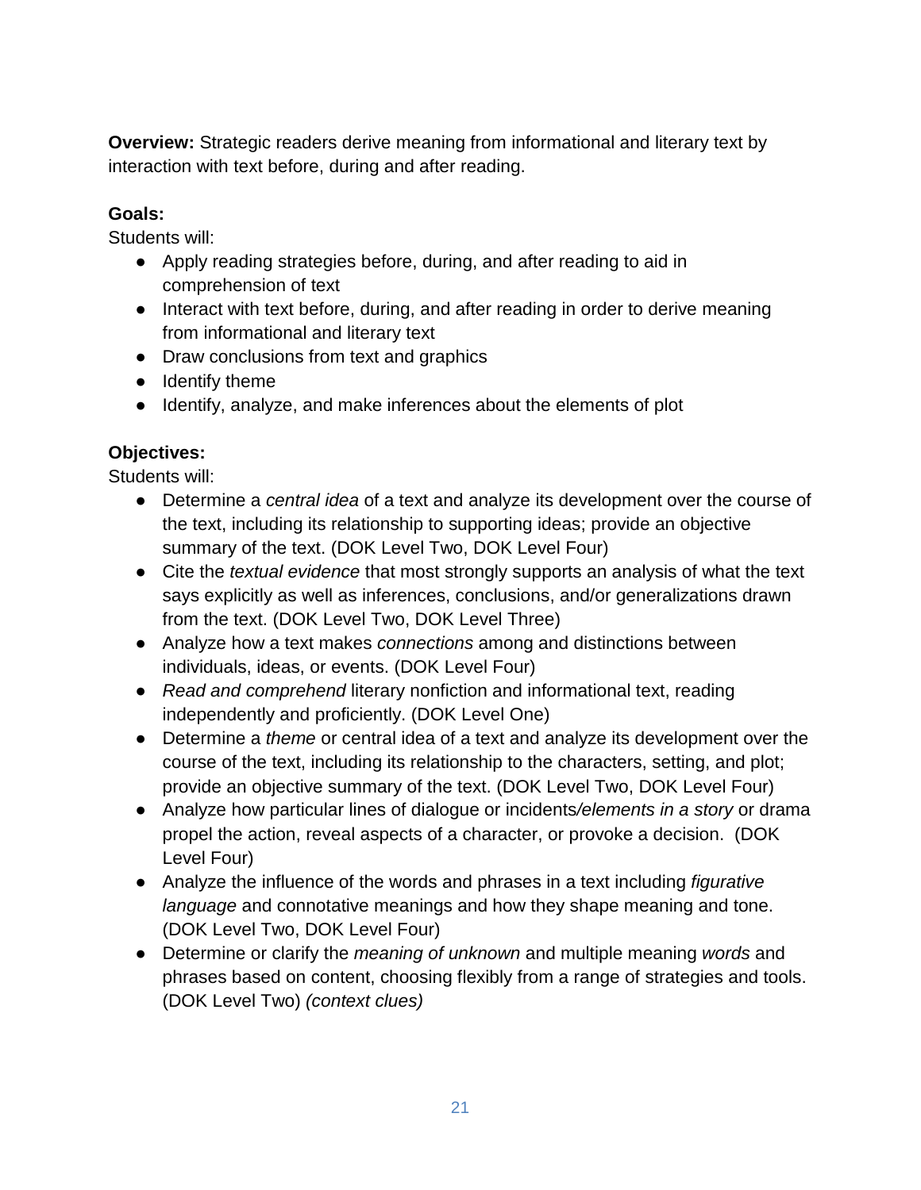**Overview:** Strategic readers derive meaning from informational and literary text by interaction with text before, during and after reading.

**Goals:**

Students will:

- Apply reading strategies before, during, and after reading to aid in comprehension of text
- Interact with text before, during, and after reading in order to derive meaning from informational and literary text
- Draw conclusions from text and graphics
- Identify theme
- Identify, analyze, and make inferences about the elements of plot

**Objectives:**

Students will:

- Determine a *central idea* of a text and analyze its development over the course of the text, including its relationship to supporting ideas; provide an objective summary of the text. (DOK Level Two, DOK Level Four)
- Cite the *textual evidence* that most strongly supports an analysis of what the text says explicitly as well as inferences, conclusions, and/or generalizations drawn from the text. (DOK Level Two, DOK Level Three)
- Analyze how a text makes *connections* among and distinctions between individuals, ideas, or events. (DOK Level Four)
- *Read and comprehend* literary nonfiction and informational text, reading independently and proficiently. (DOK Level One)
- Determine a *theme* or central idea of a text and analyze its development over the course of the text, including its relationship to the characters, setting, and plot; provide an objective summary of the text. (DOK Level Two, DOK Level Four)
- Analyze how particular lines of dialogue or incidents*/elements in a story* or drama propel the action, reveal aspects of a character, or provoke a decision. (DOK Level Four)
- Analyze the influence of the words and phrases in a text including *figurative language* and connotative meanings and how they shape meaning and tone. (DOK Level Two, DOK Level Four)
- Determine or clarify the *meaning of unknown* and multiple meaning *words* and phrases based on content, choosing flexibly from a range of strategies and tools. (DOK Level Two) *(context clues)*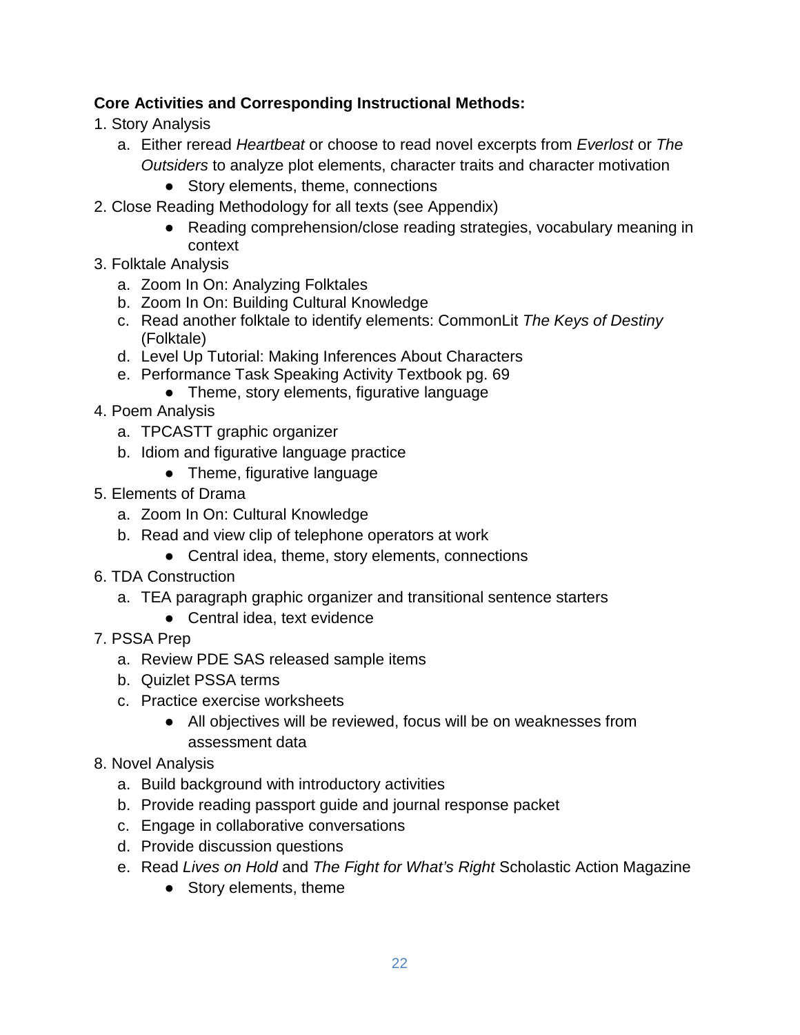**Core Activities and Corresponding Instructional Methods:**

1. Story Analysis
    a. Either reread *Heartbeat* or choose to read novel excerpts from *Everlost* or *The Outsiders* to analyze plot elements, character traits and character motivation
        - Story elements, theme, connections
2. Close Reading Methodology for all texts (see Appendix)
    - Reading comprehension/close reading strategies, vocabulary meaning in context
3. Folktale Analysis
    a. Zoom In On: Analyzing Folktales
    b. Zoom In On: Building Cultural Knowledge
    c. Read another folktale to identify elements: CommonLit *The Keys of Destiny* (Folktale)
    d. Level Up Tutorial: Making Inferences About Characters
    e. Performance Task Speaking Activity Textbook pg. 69
        - Theme, story elements, figurative language
4. Poem Analysis
    a. TPCASTT graphic organizer
    b. Idiom and figurative language practice
        - Theme, figurative language
5. Elements of Drama
    a. Zoom In On: Cultural Knowledge
    b. Read and view clip of telephone operators at work
        - Central idea, theme, story elements, connections
6. TDA Construction
    a. TEA paragraph graphic organizer and transitional sentence starters
        - Central idea, text evidence
7. PSSA Prep
    a. Review PDE SAS released sample items
    b. Quizlet PSSA terms
    c. Practice exercise worksheets
        - All objectives will be reviewed, focus will be on weaknesses from assessment data
8. Novel Analysis
    a. Build background with introductory activities
    b. Provide reading passport guide and journal response packet
    c. Engage in collaborative conversations
    d. Provide discussion questions
    e. Read *Lives on Hold* and *The Fight for What's Right* Scholastic Action Magazine
        - Story elements, theme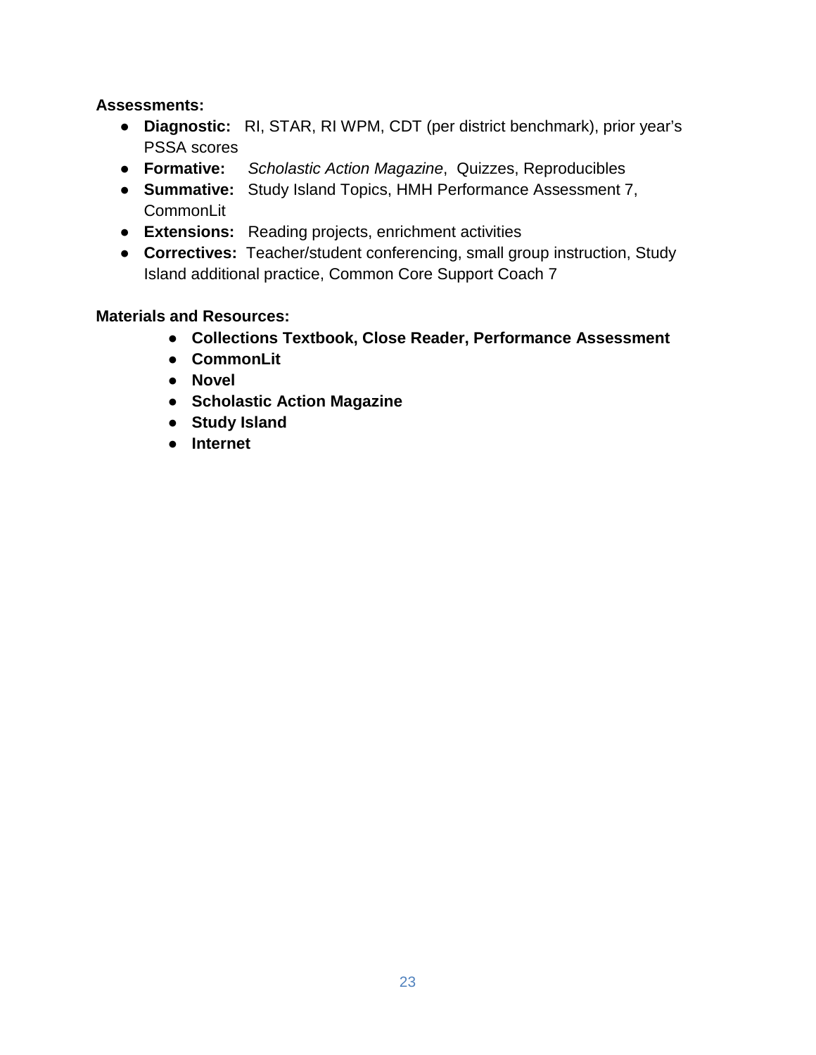**Assessments:**

- **Diagnostic:** RI, STAR, RI WPM, CDT (per district benchmark), prior year's PSSA scores
- **Formative:** *Scholastic Action Magazine*, Quizzes, Reproducibles
- **Summative:** Study Island Topics, HMH Performance Assessment 7, CommonLit
- **Extensions:** Reading projects, enrichment activities
- **Correctives:** Teacher/student conferencing, small group instruction, Study Island additional practice, Common Core Support Coach 7

**Materials and Resources:**

- **Collections Textbook, Close Reader, Performance Assessment**
- **CommonLit**
- **Novel**
- **Scholastic Action Magazine**
- **Study Island**
- **Internet**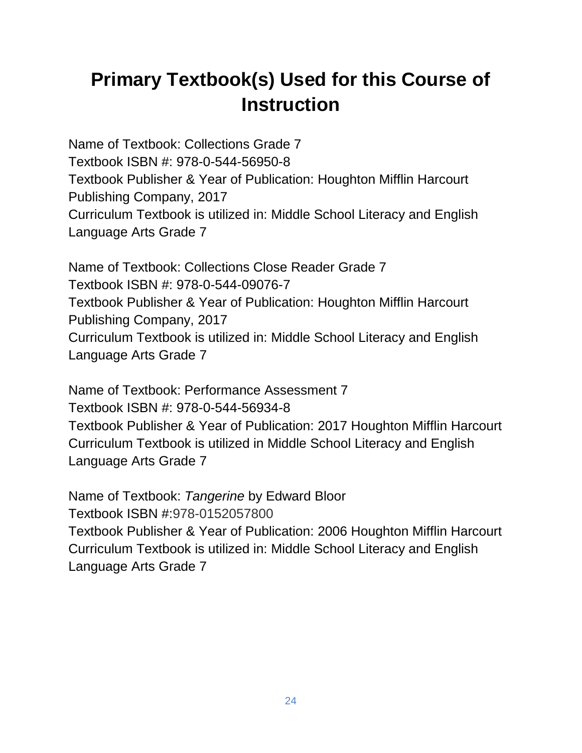# Primary Textbook(s) Used for this Course of Instruction

Name of Textbook: Collections Grade 7
Textbook ISBN #: 978-0-544-56950-8
Textbook Publisher & Year of Publication: Houghton Mifflin Harcourt Publishing Company, 2017
Curriculum Textbook is utilized in: Middle School Literacy and English Language Arts Grade 7

Name of Textbook: Collections Close Reader Grade 7
Textbook ISBN #: 978-0-544-09076-7
Textbook Publisher & Year of Publication: Houghton Mifflin Harcourt Publishing Company, 2017
Curriculum Textbook is utilized in: Middle School Literacy and English Language Arts Grade 7

Name of Textbook: Performance Assessment 7
Textbook ISBN #: 978-0-544-56934-8
Textbook Publisher & Year of Publication: 2017 Houghton Mifflin Harcourt
Curriculum Textbook is utilized in Middle School Literacy and English Language Arts Grade 7

Name of Textbook: *Tangerine* by Edward Bloor
Textbook ISBN #:978-0152057800
Textbook Publisher & Year of Publication: 2006 Houghton Mifflin Harcourt
Curriculum Textbook is utilized in: Middle School Literacy and English Language Arts Grade 7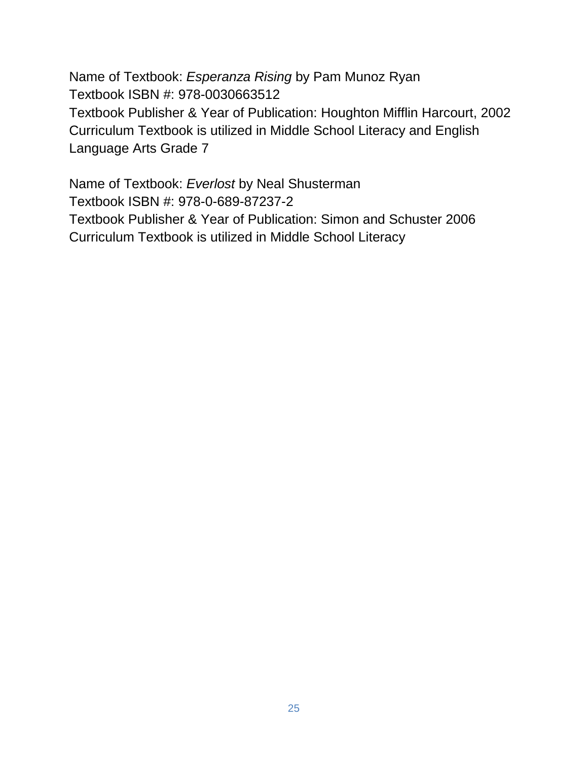Name of Textbook: *Esperanza Rising* by Pam Munoz Ryan
Textbook ISBN #: 978-0030663512
Textbook Publisher & Year of Publication: Houghton Mifflin Harcourt, 2002
Curriculum Textbook is utilized in Middle School Literacy and English Language Arts Grade 7

Name of Textbook: *Everlost* by Neal Shusterman
Textbook ISBN #: 978-0-689-87237-2
Textbook Publisher & Year of Publication: Simon and Schuster 2006
Curriculum Textbook is utilized in Middle School Literacy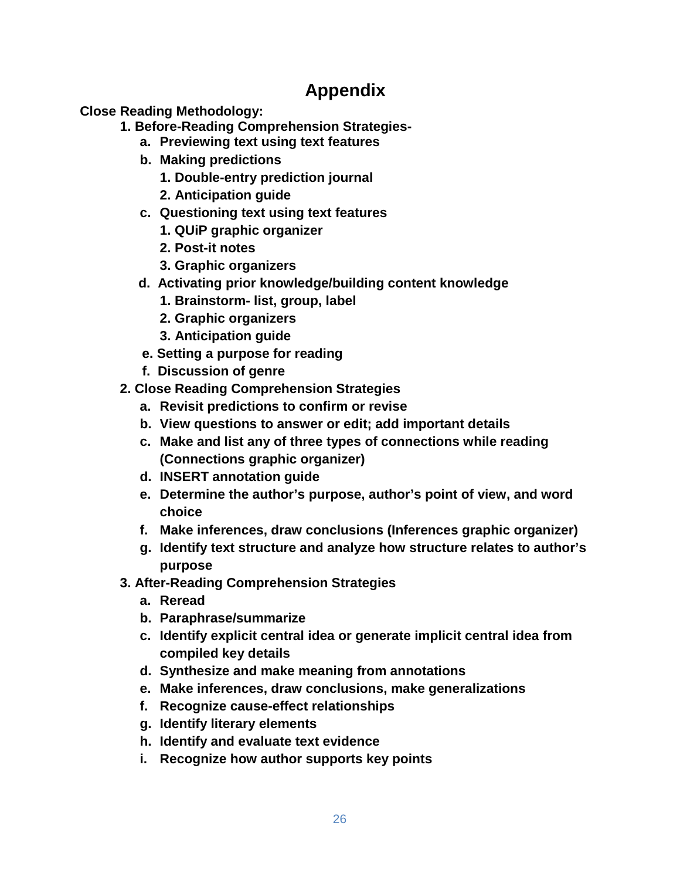# Appendix

**Close Reading Methodology:**

1. **Before-Reading Comprehension Strategies-**
   a. **Previewing text using text features**
   b. **Making predictions**
      1. **Double-entry prediction journal**
      2. **Anticipation guide**
   c. **Questioning text using text features**
      1. **QUiP graphic organizer**
      2. **Post-it notes**
      3. **Graphic organizers**
   d. **Activating prior knowledge/building content knowledge**
      1. **Brainstorm- list, group, label**
      2. **Graphic organizers**
      3. **Anticipation guide**
   e. **Setting a purpose for reading**
   f. **Discussion of genre**
2. **Close Reading Comprehension Strategies**
   a. **Revisit predictions to confirm or revise**
   b. **View questions to answer or edit; add important details**
   c. **Make and list any of three types of connections while reading (Connections graphic organizer)**
   d. **INSERT annotation guide**
   e. **Determine the author's purpose, author's point of view, and word choice**
   f. **Make inferences, draw conclusions (Inferences graphic organizer)**
   g. **Identify text structure and analyze how structure relates to author's purpose**
3. **After-Reading Comprehension Strategies**
   a. **Reread**
   b. **Paraphrase/summarize**
   c. **Identify explicit central idea or generate implicit central idea from compiled key details**
   d. **Synthesize and make meaning from annotations**
   e. **Make inferences, draw conclusions, make generalizations**
   f. **Recognize cause-effect relationships**
   g. **Identify literary elements**
   h. **Identify and evaluate text evidence**
   i. **Recognize how author supports key points**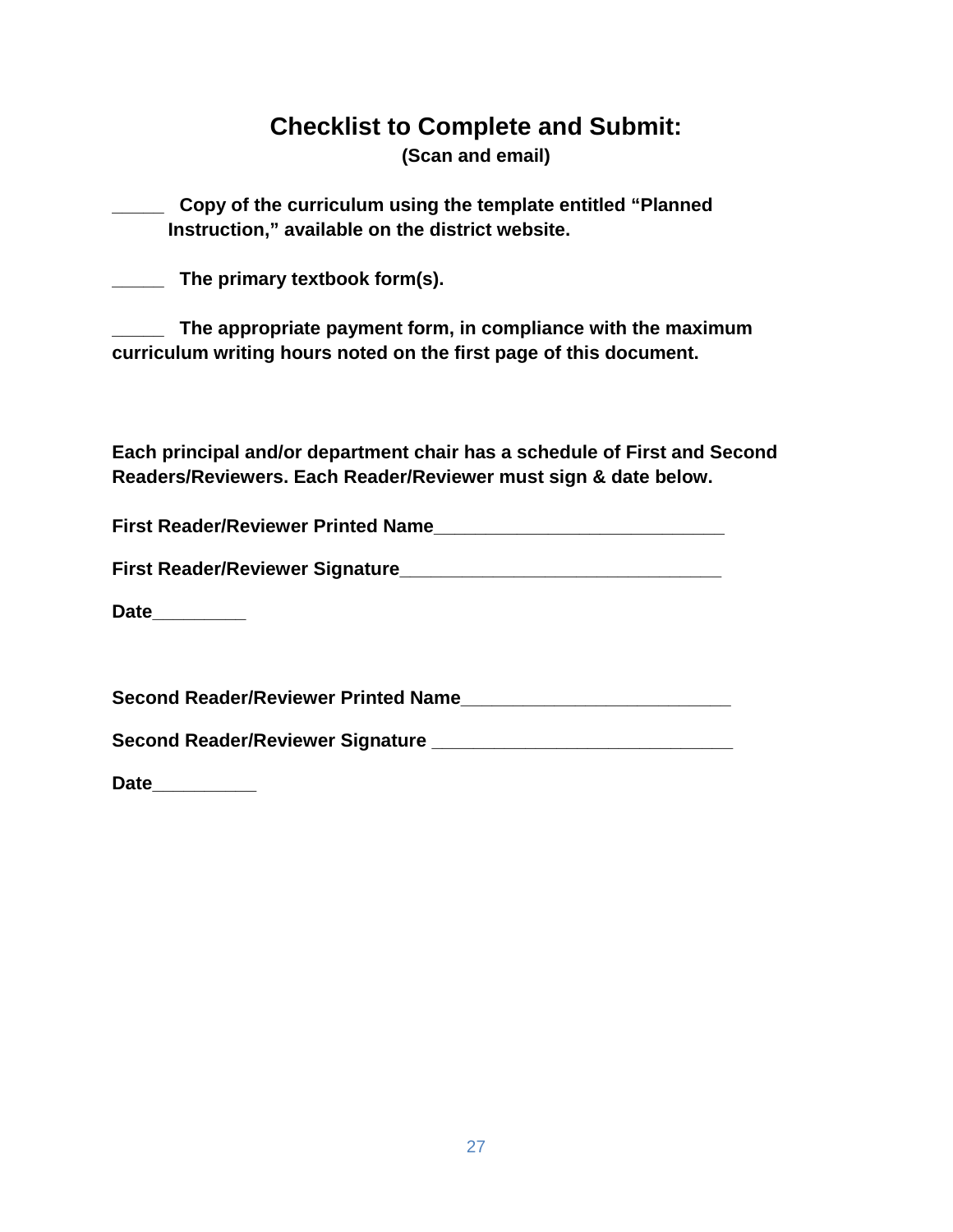# Checklist to Complete and Submit:

**(Scan and email)**

**_____ Copy of the curriculum using the template entitled "Planned Instruction," available on the district website.**

**_____ The primary textbook form(s).**

**_____ The appropriate payment form, in compliance with the maximum curriculum writing hours noted on the first page of this document.**

**Each principal and/or department chair has a schedule of First and Second Readers/Reviewers. Each Reader/Reviewer must sign & date below.**

**First Reader/Reviewer Printed Name____________________________**

**First Reader/Reviewer Signature_______________________________**

**Date_________**

**Second Reader/Reviewer Printed Name__________________________**

**Second Reader/Reviewer Signature _____________________________**

**Date__________**